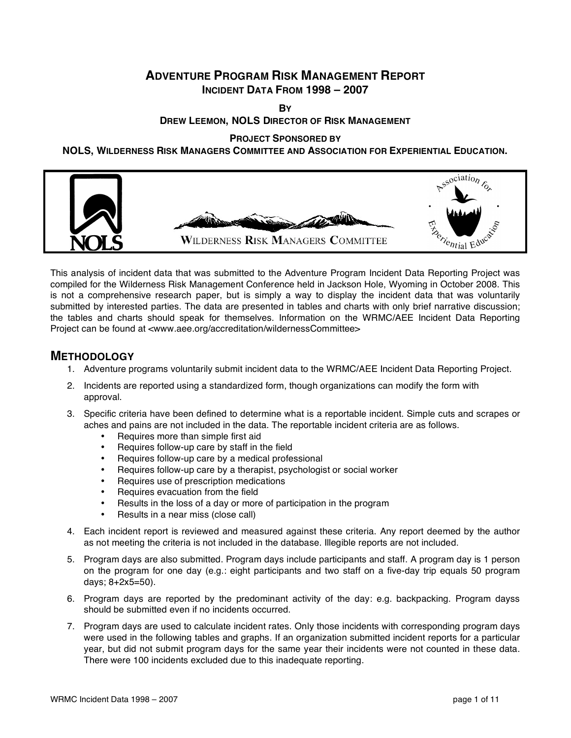# Adventure Program Risk Management Report

## Incident Data From 1998 – 2007

**By**

**Drew Leemon, NOLS Director of Risk Management**

**Project Sponsored by**

**NOLS, Wilderness Risk Managers Committee and Association for Experiential Education.**

This analysis of incident data that was submitted to the Adventure Program Incident Data Reporting Project was compiled for the Wilderness Risk Management Conference held in Jackson Hole, Wyoming in October 2008. This is not a comprehensive research paper, but is simply a way to display the incident data that was voluntarily submitted by interested parties. The data are presented in tables and charts with only brief narrative discussion; the tables and charts should speak for themselves. Information on the WRMC/AEE Incident Data Reporting Project can be found at <www.aee.org/accreditation/wildernessCommittee>

## Methodology

1. Adventure programs voluntarily submit incident data to the WRMC/AEE Incident Data Reporting Project.
2. Incidents are reported using a standardized form, though organizations can modify the form with approval.
3. Specific criteria have been defined to determine what is a reportable incident. Simple cuts and scrapes or aches and pains are not included in the data. The reportable incident criteria are as follows.
   - Requires more than simple first aid
   - Requires follow-up care by staff in the field
   - Requires follow-up care by a medical professional
   - Requires follow-up care by a therapist, psychologist or social worker
   - Requires use of prescription medications
   - Requires evacuation from the field
   - Results in the loss of a day or more of participation in the program
   - Results in a near miss (close call)
4. Each incident report is reviewed and measured against these criteria. Any report deemed by the author as not meeting the criteria is not included in the database. Illegible reports are not included.
5. Program days are also submitted. Program days include participants and staff. A program day is 1 person on the program for one day (e.g.: eight participants and two staff on a five-day trip equals 50 program days; 8+2x5=50).
6. Program days are reported by the predominant activity of the day: e.g. backpacking. Program dayss should be submitted even if no incidents occurred.
7. Program days are used to calculate incident rates. Only those incidents with corresponding program days were used in the following tables and graphs. If an organization submitted incident reports for a particular year, but did not submit program days for the same year their incidents were not counted in these data. There were 100 incidents excluded due to this inadequate reporting.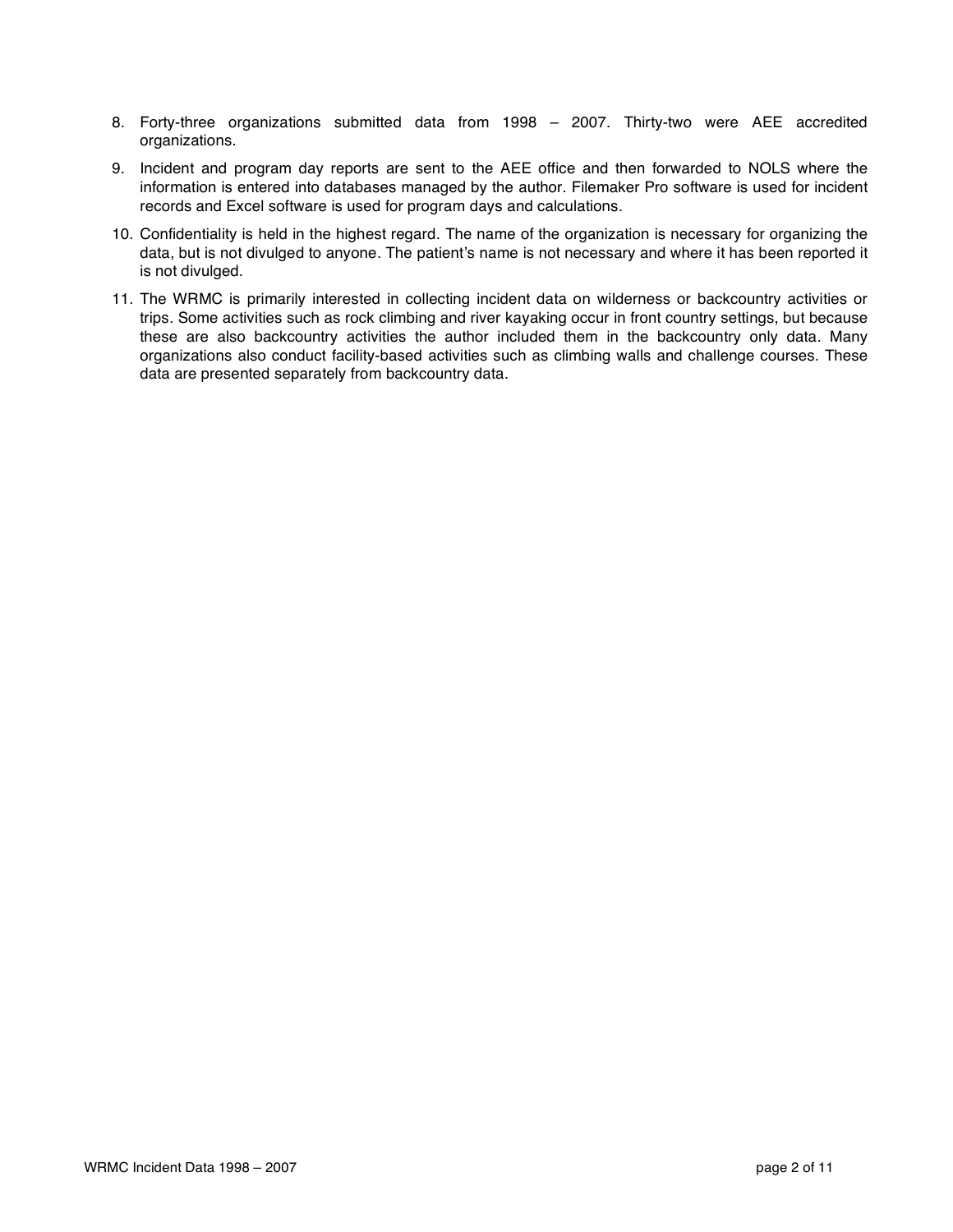8. Forty-three organizations submitted data from 1998 – 2007. Thirty-two were AEE accredited organizations.
9. Incident and program day reports are sent to the AEE office and then forwarded to NOLS where the information is entered into databases managed by the author. Filemaker Pro software is used for incident records and Excel software is used for program days and calculations.
10. Confidentiality is held in the highest regard. The name of the organization is necessary for organizing the data, but is not divulged to anyone. The patient's name is not necessary and where it has been reported it is not divulged.
11. The WRMC is primarily interested in collecting incident data on wilderness or backcountry activities or trips. Some activities such as rock climbing and river kayaking occur in front country settings, but because these are also backcountry activities the author included them in the backcountry only data. Many organizations also conduct facility-based activities such as climbing walls and challenge courses. These data are presented separately from backcountry data.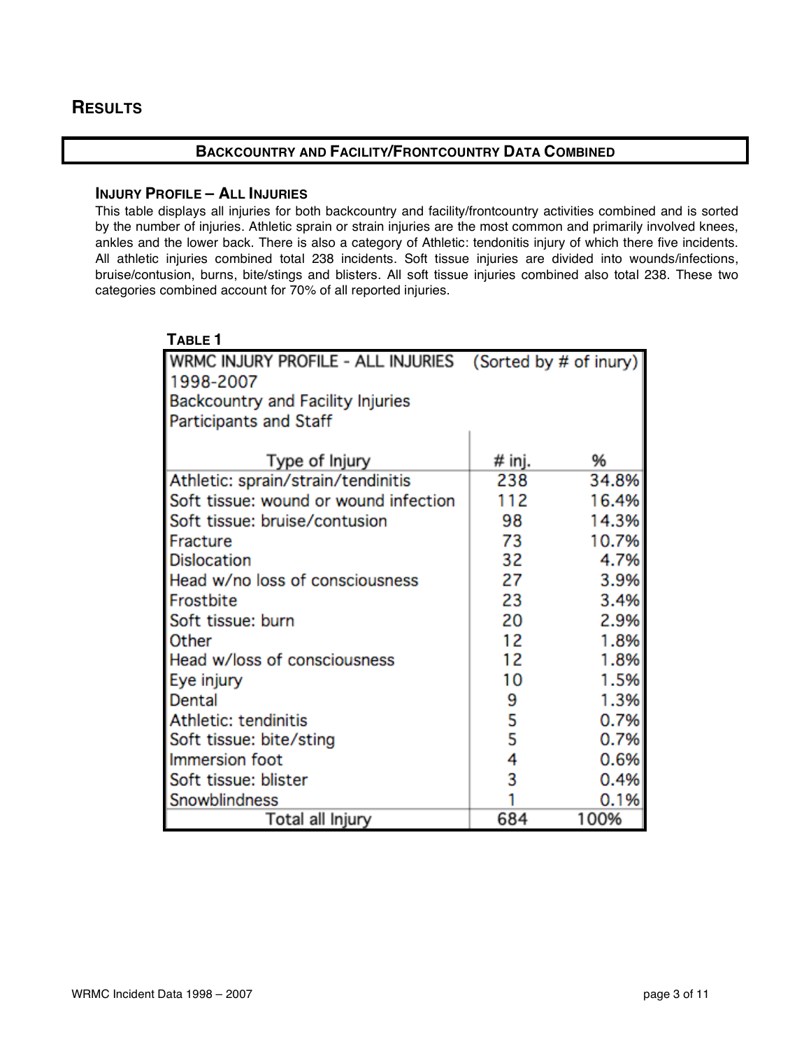# Results

## Backcountry and Facility/Frontcountry Data Combined

### Injury Profile – All Injuries

This table displays all injuries for both backcountry and facility/frontcountry activities combined and is sorted by the number of injuries. Athletic sprain or strain injuries are the most common and primarily involved knees, ankles and the lower back. There is also a category of Athletic: tendonitis injury of which there five incidents. All athletic injuries combined total 238 incidents. Soft tissue injuries are divided into wounds/infections, bruise/contusion, burns, bite/stings and blisters. All soft tissue injuries combined also total 238. These two categories combined account for 70% of all reported injuries.

**Table 1**

WRMC INJURY PROFILE - ALL INJURIES (Sorted by # of inury)
1998-2007
Backcountry and Facility Injuries
Participants and Staff

| Type of Injury | # inj. | % |
|---|---|---|
| Athletic: sprain/strain/tendinitis | 238 | 34.8% |
| Soft tissue: wound or wound infection | 112 | 16.4% |
| Soft tissue: bruise/contusion | 98 | 14.3% |
| Fracture | 73 | 10.7% |
| Dislocation | 32 | 4.7% |
| Head w/no loss of consciousness | 27 | 3.9% |
| Frostbite | 23 | 3.4% |
| Soft tissue: burn | 20 | 2.9% |
| Other | 12 | 1.8% |
| Head w/loss of consciousness | 12 | 1.8% |
| Eye injury | 10 | 1.5% |
| Dental | 9 | 1.3% |
| Athletic: tendinitis | 5 | 0.7% |
| Soft tissue: bite/sting | 5 | 0.7% |
| Immersion foot | 4 | 0.6% |
| Soft tissue: blister | 3 | 0.4% |
| Snowblindness | 1 | 0.1% |
| Total all Injury | 684 | 100% |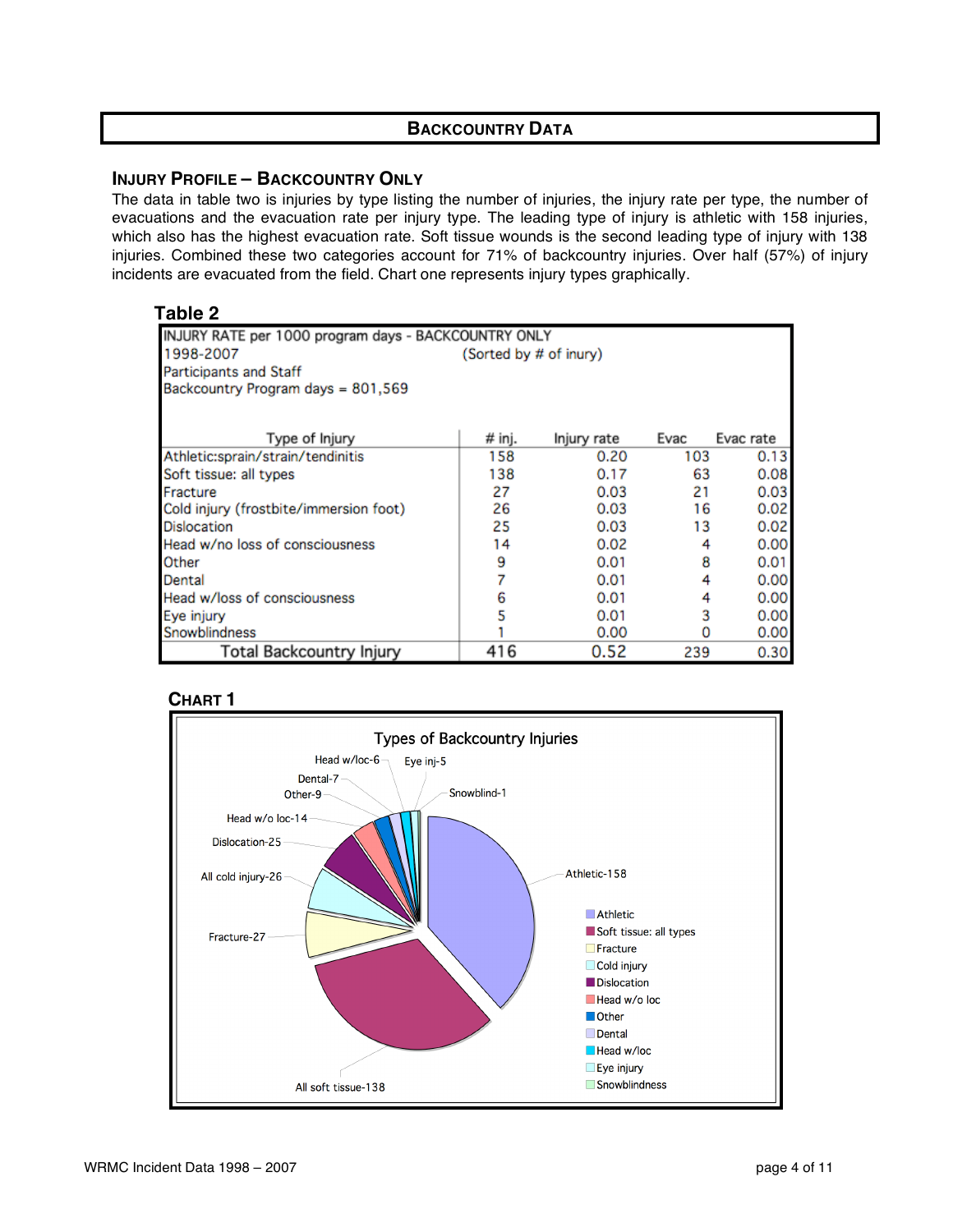## BACKCOUNTRY DATA

### INJURY PROFILE – BACKCOUNTRY ONLY

The data in table two is injuries by type listing the number of injuries, the injury rate per type, the number of evacuations and the evacuation rate per injury type. The leading type of injury is athletic with 158 injuries, which also has the highest evacuation rate. Soft tissue wounds is the second leading type of injury with 138 injuries. Combined these two categories account for 71% of backcountry injuries. Over half (57%) of injury incidents are evacuated from the field. Chart one represents injury types graphically.

**Table 2**

INJURY RATE per 1000 program days - BACKCOUNTRY ONLY
1998-2007 (Sorted by # of inury)
Participants and Staff
Backcountry Program days = 801,569

| Type of Injury | # inj. | Injury rate | Evac | Evac rate |
|---|---|---|---|---|
| Athletic:sprain/strain/tendinitis | 158 | 0.20 | 103 | 0.13 |
| Soft tissue: all types | 138 | 0.17 | 63 | 0.08 |
| Fracture | 27 | 0.03 | 21 | 0.03 |
| Cold injury (frostbite/immersion foot) | 26 | 0.03 | 16 | 0.02 |
| Dislocation | 25 | 0.03 | 13 | 0.02 |
| Head w/no loss of consciousness | 14 | 0.02 | 4 | 0.00 |
| Other | 9 | 0.01 | 8 | 0.01 |
| Dental | 7 | 0.01 | 4 | 0.00 |
| Head w/loss of consciousness | 6 | 0.01 | 4 | 0.00 |
| Eye injury | 5 | 0.01 | 3 | 0.00 |
| Snowblindness | 1 | 0.00 | 0 | 0.00 |
| Total Backcountry Injury | 416 | 0.52 | 239 | 0.30 |

**CHART 1**

Types of Backcountry Injuries

| Injury type | Count |
|---|---|
| Athletic | 158 |
| All soft tissue | 138 |
| Fracture | 27 |
| All cold injury | 26 |
| Dislocation | 25 |
| Head w/o loc | 14 |
| Other | 9 |
| Dental | 7 |
| Head w/loc | 6 |
| Eye inj | 5 |
| Snowblind | 1 |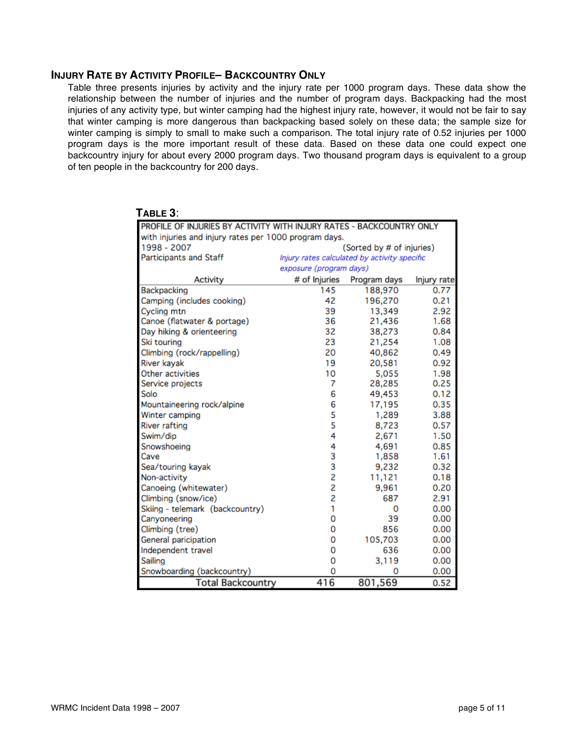## Injury Rate by Activity Profile– Backcountry Only

Table three presents injuries by activity and the injury rate per 1000 program days. These data show the relationship between the number of injuries and the number of program days. Backpacking had the most injuries of any activity type, but winter camping had the highest injury rate, however, it would not be fair to say that winter camping is more dangerous than backpacking based solely on these data; the sample size for winter camping is simply to small to make such a comparison. The total injury rate of 0.52 injuries per 1000 program days is the more important result of these data. Based on these data one could expect one backcountry injury for about every 2000 program days. Two thousand program days is equivalent to a group of ten people in the backcountry for 200 days.

**Table 3**:

PROFILE OF INJURIES BY ACTIVITY WITH INJURY RATES - BACKCOUNTRY ONLY
with injuries and injury rates per 1000 program days.
1998 - 2007 (Sorted by # of injuries)
Participants and Staff
*Injury rates calculated by activity specific exposure (program days)*

| Activity | # of Injuries | Program days | Injury rate |
|---|---|---|---|
| Backpacking | 145 | 188,970 | 0.77 |
| Camping (includes cooking) | 42 | 196,270 | 0.21 |
| Cycling mtn | 39 | 13,349 | 2.92 |
| Canoe (flatwater & portage) | 36 | 21,436 | 1.68 |
| Day hiking & orienteering | 32 | 38,273 | 0.84 |
| Ski touring | 23 | 21,254 | 1.08 |
| Climbing (rock/rappelling) | 20 | 40,862 | 0.49 |
| River kayak | 19 | 20,581 | 0.92 |
| Other activities | 10 | 5,055 | 1.98 |
| Service projects | 7 | 28,285 | 0.25 |
| Solo | 6 | 49,453 | 0.12 |
| Mountaineering rock/alpine | 6 | 17,195 | 0.35 |
| Winter camping | 5 | 1,289 | 3.88 |
| River rafting | 5 | 8,723 | 0.57 |
| Swim/dip | 4 | 2,671 | 1.50 |
| Snowshoeing | 4 | 4,691 | 0.85 |
| Cave | 3 | 1,858 | 1.61 |
| Sea/touring kayak | 3 | 9,232 | 0.32 |
| Non-activity | 2 | 11,121 | 0.18 |
| Canoeing (whitewater) | 2 | 9,961 | 0.20 |
| Climbing (snow/ice) | 2 | 687 | 2.91 |
| Skiing - telemark (backcountry) | 1 | 0 | 0.00 |
| Canyoneering | 0 | 39 | 0.00 |
| Climbing (tree) | 0 | 856 | 0.00 |
| General paricipation | 0 | 105,703 | 0.00 |
| Independent travel | 0 | 636 | 0.00 |
| Sailing | 0 | 3,119 | 0.00 |
| Snowboarding (backcountry) | 0 | 0 | 0.00 |
| **Total Backcountry** | **416** | **801,569** | **0.52** |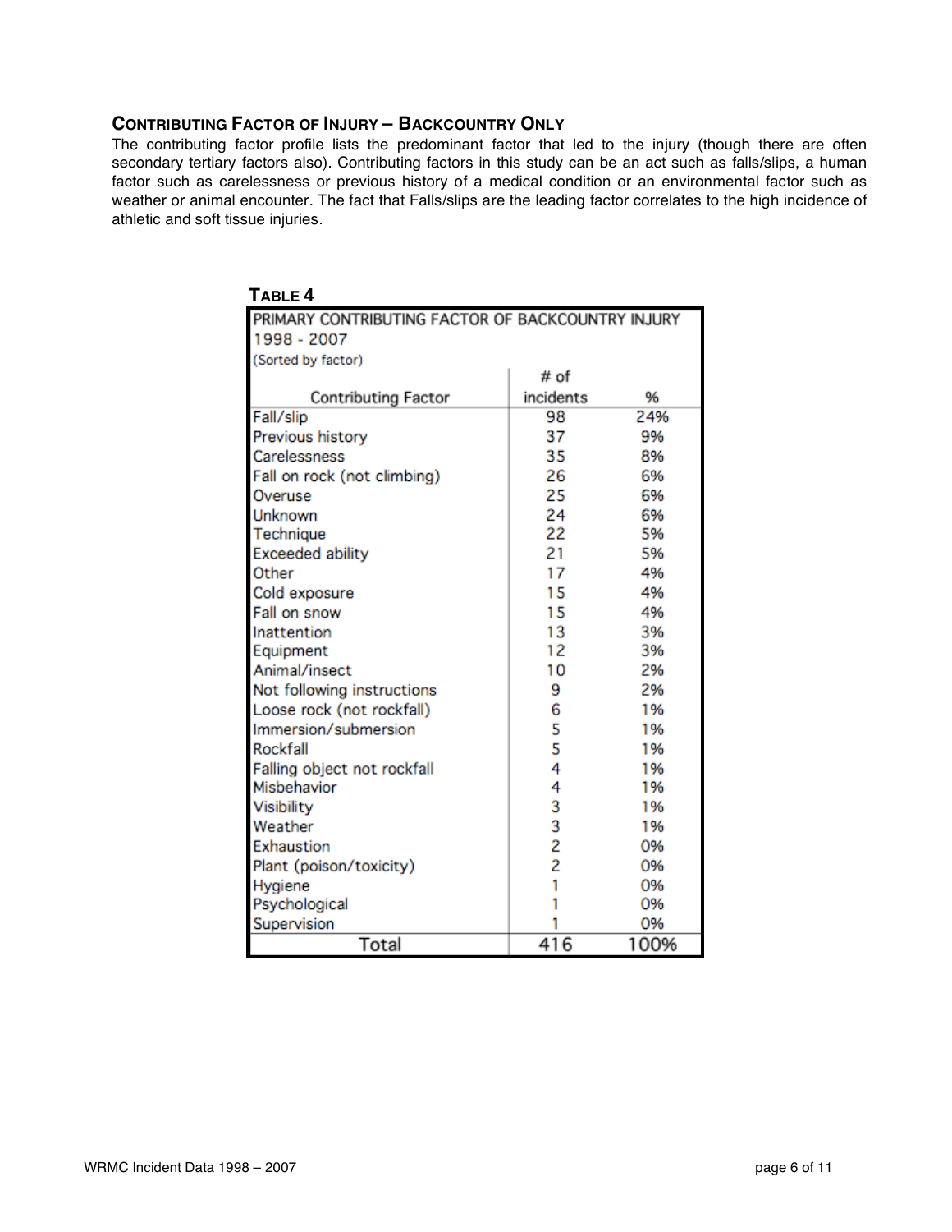## CONTRIBUTING FACTOR OF INJURY – BACKCOUNTRY ONLY

The contributing factor profile lists the predominant factor that led to the injury (though there are often secondary tertiary factors also). Contributing factors in this study can be an act such as falls/slips, a human factor such as carelessness or previous history of a medical condition or an environmental factor such as weather or animal encounter. The fact that Falls/slips are the leading factor correlates to the high incidence of athletic and soft tissue injuries.

**TABLE 4**

PRIMARY CONTRIBUTING FACTOR OF BACKCOUNTRY INJURY
1998 - 2007
(Sorted by factor)

| Contributing Factor | # of incidents | % |
|---|---|---|
| Fall/slip | 98 | 24% |
| Previous history | 37 | 9% |
| Carelessness | 35 | 8% |
| Fall on rock (not climbing) | 26 | 6% |
| Overuse | 25 | 6% |
| Unknown | 24 | 6% |
| Technique | 22 | 5% |
| Exceeded ability | 21 | 5% |
| Other | 17 | 4% |
| Cold exposure | 15 | 4% |
| Fall on snow | 15 | 4% |
| Inattention | 13 | 3% |
| Equipment | 12 | 3% |
| Animal/insect | 10 | 2% |
| Not following instructions | 9 | 2% |
| Loose rock (not rockfall) | 6 | 1% |
| Immersion/submersion | 5 | 1% |
| Rockfall | 5 | 1% |
| Falling object not rockfall | 4 | 1% |
| Misbehavior | 4 | 1% |
| Visibility | 3 | 1% |
| Weather | 3 | 1% |
| Exhaustion | 2 | 0% |
| Plant (poison/toxicity) | 2 | 0% |
| Hygiene | 1 | 0% |
| Psychological | 1 | 0% |
| Supervision | 1 | 0% |
| Total | 416 | 100% |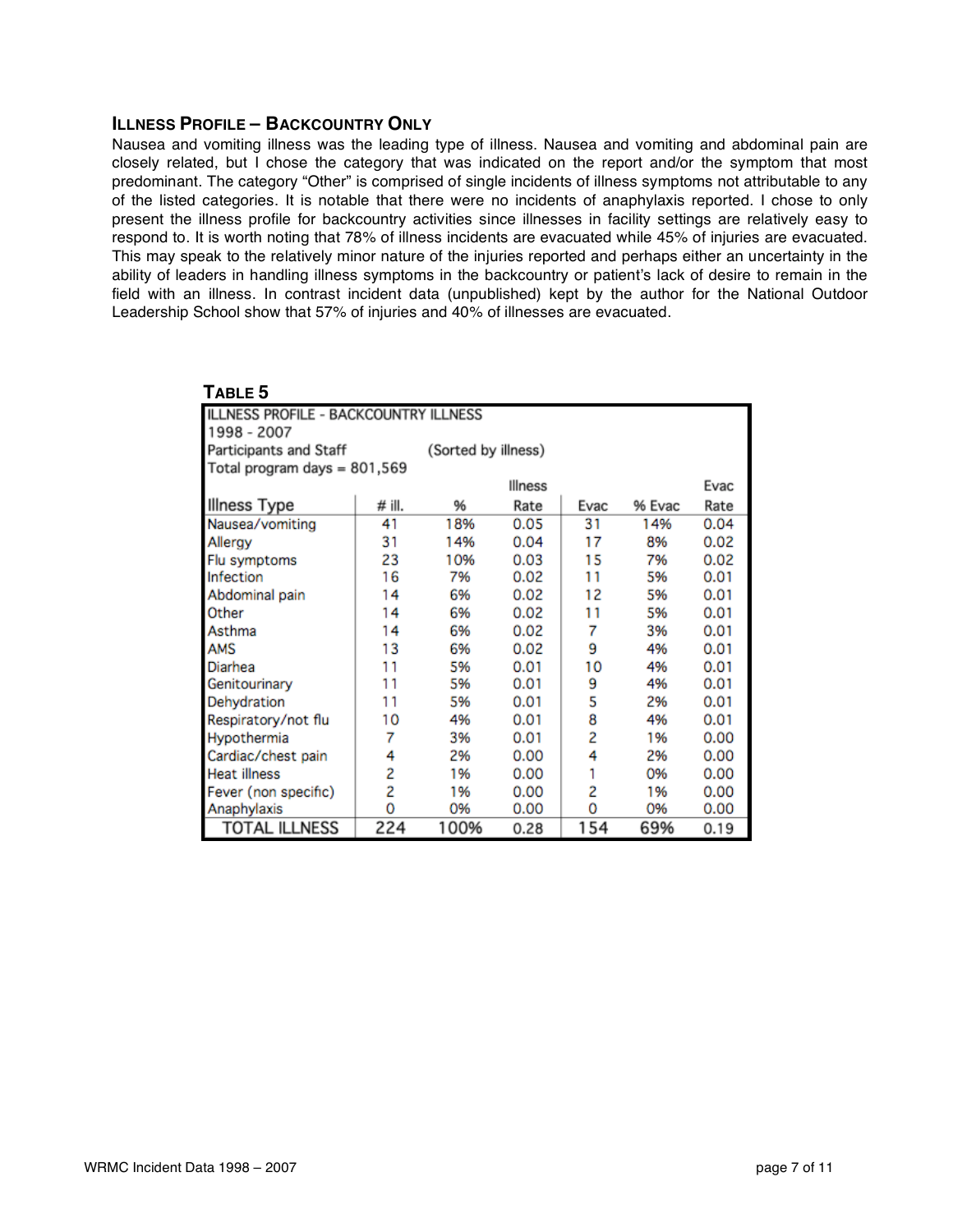### Illness Profile – Backcountry Only

Nausea and vomiting illness was the leading type of illness. Nausea and vomiting and abdominal pain are closely related, but I chose the category that was indicated on the report and/or the symptom that most predominant. The category "Other" is comprised of single incidents of illness symptoms not attributable to any of the listed categories. It is notable that there were no incidents of anaphylaxis reported. I chose to only present the illness profile for backcountry activities since illnesses in facility settings are relatively easy to respond to. It is worth noting that 78% of illness incidents are evacuated while 45% of injuries are evacuated. This may speak to the relatively minor nature of the injuries reported and perhaps either an uncertainty in the ability of leaders in handling illness symptoms in the backcountry or patient's lack of desire to remain in the field with an illness. In contrast incident data (unpublished) kept by the author for the National Outdoor Leadership School show that 57% of injuries and 40% of illnesses are evacuated.

**Table 5**

ILLNESS PROFILE - BACKCOUNTRY ILLNESS
1998 - 2007
Participants and Staff (Sorted by illness)
Total program days = 801,569

| Illness Type | # ill. | % | Illness Rate | Evac | % Evac | Evac Rate |
|---|---|---|---|---|---|---|
| Nausea/vomiting | 41 | 18% | 0.05 | 31 | 14% | 0.04 |
| Allergy | 31 | 14% | 0.04 | 17 | 8% | 0.02 |
| Flu symptoms | 23 | 10% | 0.03 | 15 | 7% | 0.02 |
| Infection | 16 | 7% | 0.02 | 11 | 5% | 0.01 |
| Abdominal pain | 14 | 6% | 0.02 | 12 | 5% | 0.01 |
| Other | 14 | 6% | 0.02 | 11 | 5% | 0.01 |
| Asthma | 14 | 6% | 0.02 | 7 | 3% | 0.01 |
| AMS | 13 | 6% | 0.02 | 9 | 4% | 0.01 |
| Diarhea | 11 | 5% | 0.01 | 10 | 4% | 0.01 |
| Genitourinary | 11 | 5% | 0.01 | 9 | 4% | 0.01 |
| Dehydration | 11 | 5% | 0.01 | 5 | 2% | 0.01 |
| Respiratory/not flu | 10 | 4% | 0.01 | 8 | 4% | 0.01 |
| Hypothermia | 7 | 3% | 0.01 | 2 | 1% | 0.00 |
| Cardiac/chest pain | 4 | 2% | 0.00 | 4 | 2% | 0.00 |
| Heat illness | 2 | 1% | 0.00 | 1 | 0% | 0.00 |
| Fever (non specific) | 2 | 1% | 0.00 | 2 | 1% | 0.00 |
| Anaphylaxis | 0 | 0% | 0.00 | 0 | 0% | 0.00 |
| TOTAL ILLNESS | 224 | 100% | 0.28 | 154 | 69% | 0.19 |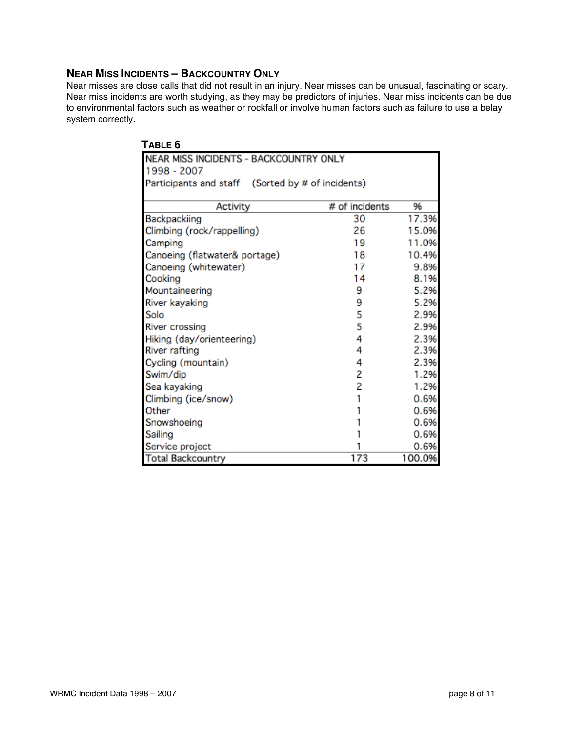## Near Miss Incidents – Backcountry Only

Near misses are close calls that did not result in an injury. Near misses can be unusual, fascinating or scary. Near miss incidents are worth studying, as they may be predictors of injuries. Near miss incidents can be due to environmental factors such as weather or rockfall or involve human factors such as failure to use a belay system correctly.

**Table 6**

NEAR MISS INCIDENTS - BACKCOUNTRY ONLY
1998 - 2007
Participants and staff (Sorted by # of incidents)

| Activity | # of incidents | % |
|---|---|---|
| Backpackiing | 30 | 17.3% |
| Climbing (rock/rappelling) | 26 | 15.0% |
| Camping | 19 | 11.0% |
| Canoeing (flatwater& portage) | 18 | 10.4% |
| Canoeing (whitewater) | 17 | 9.8% |
| Cooking | 14 | 8.1% |
| Mountaineering | 9 | 5.2% |
| River kayaking | 9 | 5.2% |
| Solo | 5 | 2.9% |
| River crossing | 5 | 2.9% |
| Hiking (day/orienteering) | 4 | 2.3% |
| River rafting | 4 | 2.3% |
| Cycling (mountain) | 4 | 2.3% |
| Swim/dip | 2 | 1.2% |
| Sea kayaking | 2 | 1.2% |
| Climbing (ice/snow) | 1 | 0.6% |
| Other | 1 | 0.6% |
| Snowshoeing | 1 | 0.6% |
| Sailing | 1 | 0.6% |
| Service project | 1 | 0.6% |
| Total Backcountry | 173 | 100.0% |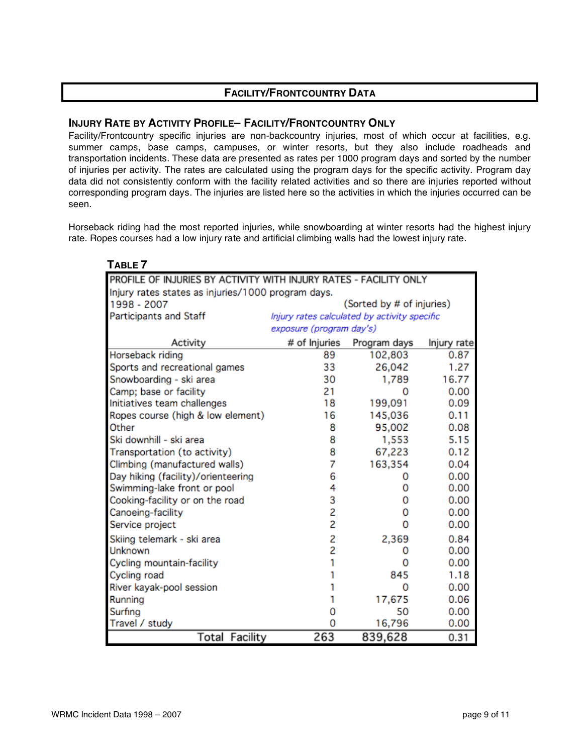## FACILITY/FRONTCOUNTRY DATA

### INJURY RATE BY ACTIVITY PROFILE– FACILITY/FRONTCOUNTRY ONLY

Facility/Frontcountry specific injuries are non-backcountry injuries, most of which occur at facilities, e.g. summer camps, base camps, campuses, or winter resorts, but they also include roadheads and transportation incidents. These data are presented as rates per 1000 program days and sorted by the number of injuries per activity. The rates are calculated using the program days for the specific activity. Program day data did not consistently conform with the facility related activities and so there are injuries reported without corresponding program days. The injuries are listed here so the activities in which the injuries occurred can be seen.

Horseback riding had the most reported injuries, while snowboarding at winter resorts had the highest injury rate. Ropes courses had a low injury rate and artificial climbing walls had the lowest injury rate.

**TABLE 7**

PROFILE OF INJURIES BY ACTIVITY WITH INJURY RATES - FACILITY ONLY
Injury rates states as injuries/1000 program days.
1998 - 2007 (Sorted by # of injuries)
Participants and Staff
*Injury rates calculated by activity specific exposure (program day's)*

| Activity | # of Injuries | Program days | Injury rate |
|---|---|---|---|
| Horseback riding | 89 | 102,803 | 0.87 |
| Sports and recreational games | 33 | 26,042 | 1.27 |
| Snowboarding - ski area | 30 | 1,789 | 16.77 |
| Camp; base or facility | 21 | 0 | 0.00 |
| Initiatives team challenges | 18 | 199,091 | 0.09 |
| Ropes course (high & low element) | 16 | 145,036 | 0.11 |
| Other | 8 | 95,002 | 0.08 |
| Ski downhill - ski area | 8 | 1,553 | 5.15 |
| Transportation (to activity) | 8 | 67,223 | 0.12 |
| Climbing (manufactured walls) | 7 | 163,354 | 0.04 |
| Day hiking (facility)/orienteering | 6 | 0 | 0.00 |
| Swimming-lake front or pool | 4 | 0 | 0.00 |
| Cooking-facility or on the road | 3 | 0 | 0.00 |
| Canoeing-facility | 2 | 0 | 0.00 |
| Service project | 2 | 0 | 0.00 |
| Skiing telemark - ski area | 2 | 2,369 | 0.84 |
| Unknown | 2 | 0 | 0.00 |
| Cycling mountain-facility | 1 | 0 | 0.00 |
| Cycling road | 1 | 845 | 1.18 |
| River kayak-pool session | 1 | 0 | 0.00 |
| Running | 1 | 17,675 | 0.06 |
| Surfing | 0 | 50 | 0.00 |
| Travel / study | 0 | 16,796 | 0.00 |
| Total Facility | 263 | 839,628 | 0.31 |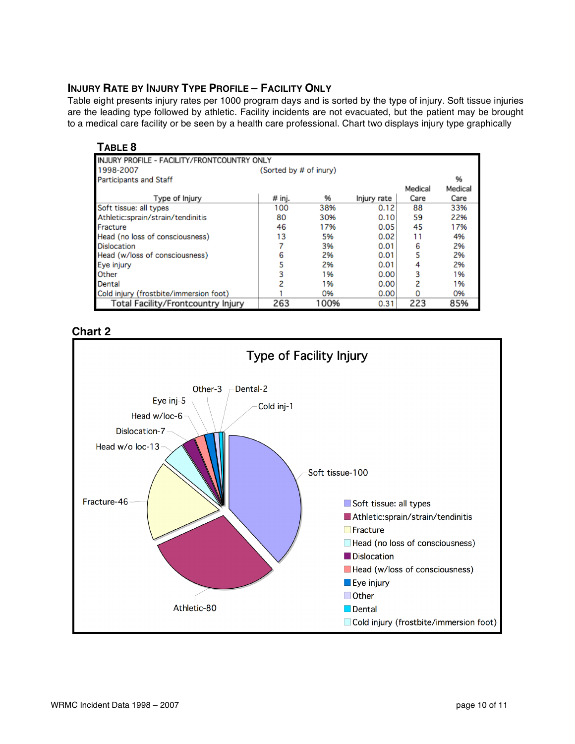### INJURY RATE BY INJURY TYPE PROFILE – FACILITY ONLY

Table eight presents injury rates per 1000 program days and is sorted by the type of injury. Soft tissue injuries are the leading type followed by athletic. Facility incidents are not evacuated, but the patient may be brought to a medical care facility or be seen by a health care professional. Chart two displays injury type graphically

**TABLE 8**

INJURY PROFILE - FACILITY/FRONTCOUNTRY ONLY
1998-2007 (Sorted by # of inury)
Participants and Staff

| Type of Injury | # inj. | % | Injury rate | Medical Care | % Medical Care |
|---|---|---|---|---|---|
| Soft tissue: all types | 100 | 38% | 0.12 | 88 | 33% |
| Athletic:sprain/strain/tendinitis | 80 | 30% | 0.10 | 59 | 22% |
| Fracture | 46 | 17% | 0.05 | 45 | 17% |
| Head (no loss of consciousness) | 13 | 5% | 0.02 | 11 | 4% |
| Dislocation | 7 | 3% | 0.01 | 6 | 2% |
| Head (w/loss of consciousness) | 6 | 2% | 0.01 | 5 | 2% |
| Eye injury | 5 | 2% | 0.01 | 4 | 2% |
| Other | 3 | 1% | 0.00 | 3 | 1% |
| Dental | 2 | 1% | 0.00 | 2 | 1% |
| Cold injury (frostbite/immersion foot) | 1 | 0% | 0.00 | 0 | 0% |
| Total Facility/Frontcountry Injury | 263 | 100% | 0.31 | 223 | 85% |

**Chart 2**

Type of Facility Injury

Soft tissue-100, Athletic-80, Fracture-46, Head w/o loc-13, Dislocation-7, Head w/loc-6, Eye inj-5, Other-3, Dental-2, Cold inj-1

Legend: Soft tissue: all types; Athletic:sprain/strain/tendinitis; Fracture; Head (no loss of consciousness); Dislocation; Head (w/loss of consciousness); Eye injury; Other; Dental; Cold injury (frostbite/immersion foot)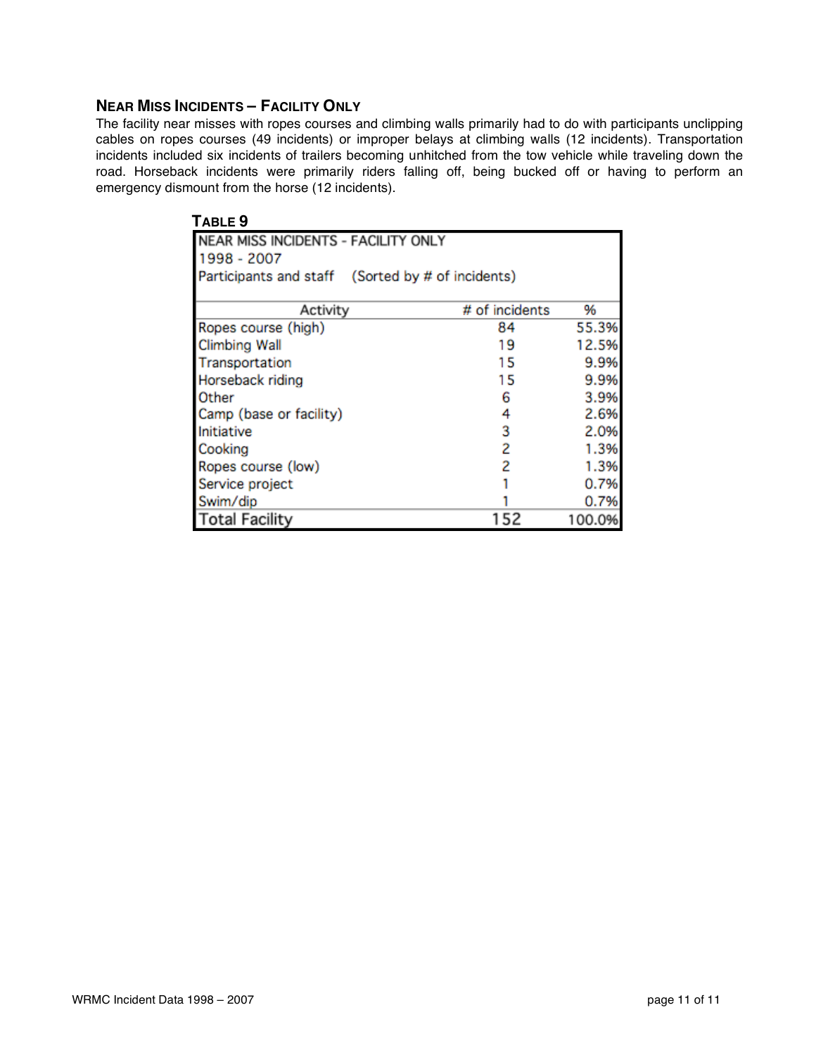### NEAR MISS INCIDENTS – FACILITY ONLY

The facility near misses with ropes courses and climbing walls primarily had to do with participants unclipping cables on ropes courses (49 incidents) or improper belays at climbing walls (12 incidents). Transportation incidents included six incidents of trailers becoming unhitched from the tow vehicle while traveling down the road. Horseback incidents were primarily riders falling off, being bucked off or having to perform an emergency dismount from the horse (12 incidents).

**TABLE 9**

NEAR MISS INCIDENTS - FACILITY ONLY
1998 - 2007
Participants and staff (Sorted by # of incidents)

| Activity | # of incidents | % |
|---|---|---|
| Ropes course (high) | 84 | 55.3% |
| Climbing Wall | 19 | 12.5% |
| Transportation | 15 | 9.9% |
| Horseback riding | 15 | 9.9% |
| Other | 6 | 3.9% |
| Camp (base or facility) | 4 | 2.6% |
| Initiative | 3 | 2.0% |
| Cooking | 2 | 1.3% |
| Ropes course (low) | 2 | 1.3% |
| Service project | 1 | 0.7% |
| Swim/dip | 1 | 0.7% |
| Total Facility | 152 | 100.0% |